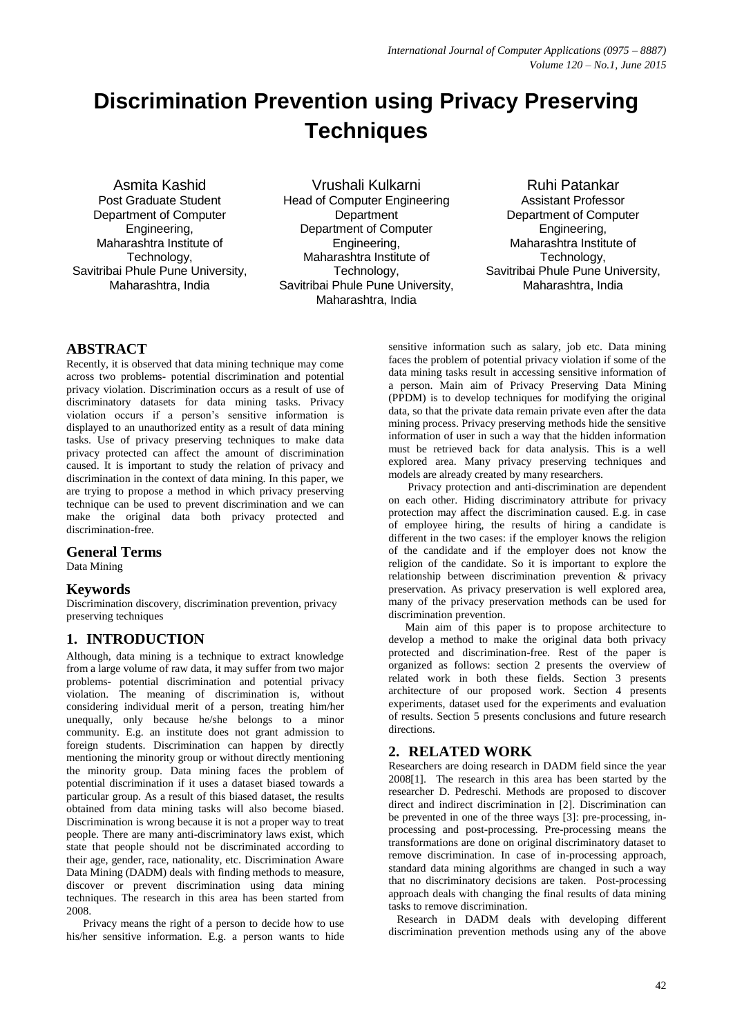# Discrimination Prevention using Privacy Preserving Techniques

Asmita Kashid
Post Graduate Student
Department of Computer Engineering,
Maharashtra Institute of Technology,
Savitribai Phule Pune University,
Maharashtra, India

Vrushali Kulkarni
Head of Computer Engineering Department
Department of Computer Engineering,
Maharashtra Institute of Technology,
Savitribai Phule Pune University,
Maharashtra, India

Ruhi Patankar
Assistant Professor
Department of Computer Engineering,
Maharashtra Institute of Technology,
Savitribai Phule Pune University,
Maharashtra, India

## ABSTRACT

Recently, it is observed that data mining technique may come across two problems- potential discrimination and potential privacy violation. Discrimination occurs as a result of use of discriminatory datasets for data mining tasks. Privacy violation occurs if a person's sensitive information is displayed to an unauthorized entity as a result of data mining tasks. Use of privacy preserving techniques to make data privacy protected can affect the amount of discrimination caused. It is important to study the relation of privacy and discrimination in the context of data mining. In this paper, we are trying to propose a method in which privacy preserving technique can be used to prevent discrimination and we can make the original data both privacy protected and discrimination-free.

## General Terms

Data Mining

## Keywords

Discrimination discovery, discrimination prevention, privacy preserving techniques

## 1. INTRODUCTION

Although, data mining is a technique to extract knowledge from a large volume of raw data, it may suffer from two major problems- potential discrimination and potential privacy violation. The meaning of discrimination is, without considering individual merit of a person, treating him/her unequally, only because he/she belongs to a minor community. E.g. an institute does not grant admission to foreign students. Discrimination can happen by directly mentioning the minority group or without directly mentioning the minority group. Data mining faces the problem of potential discrimination if it uses a dataset biased towards a particular group. As a result of this biased dataset, the results obtained from data mining tasks will also become biased. Discrimination is wrong because it is not a proper way to treat people. There are many anti-discriminatory laws exist, which state that people should not be discriminated according to their age, gender, race, nationality, etc. Discrimination Aware Data Mining (DADM) deals with finding methods to measure, discover or prevent discrimination using data mining techniques. The research in this area has been started from 2008.

Privacy means the right of a person to decide how to use his/her sensitive information. E.g. a person wants to hide sensitive information such as salary, job etc. Data mining faces the problem of potential privacy violation if some of the data mining tasks result in accessing sensitive information of a person. Main aim of Privacy Preserving Data Mining (PPDM) is to develop techniques for modifying the original data, so that the private data remain private even after the data mining process. Privacy preserving methods hide the sensitive information of user in such a way that the hidden information must be retrieved back for data analysis. This is a well explored area. Many privacy preserving techniques and models are already created by many researchers.

Privacy protection and anti-discrimination are dependent on each other. Hiding discriminatory attribute for privacy protection may affect the discrimination caused. E.g. in case of employee hiring, the results of hiring a candidate is different in the two cases: if the employer knows the religion of the candidate and if the employer does not know the religion of the candidate. So it is important to explore the relationship between discrimination prevention & privacy preservation. As privacy preservation is well explored area, many of the privacy preservation methods can be used for discrimination prevention.

Main aim of this paper is to propose architecture to develop a method to make the original data both privacy protected and discrimination-free. Rest of the paper is organized as follows: section 2 presents the overview of related work in both these fields. Section 3 presents architecture of our proposed work. Section 4 presents experiments, dataset used for the experiments and evaluation of results. Section 5 presents conclusions and future research directions.

## 2. RELATED WORK

Researchers are doing research in DADM field since the year 2008[1]. The research in this area has been started by the researcher D. Pedreschi. Methods are proposed to discover direct and indirect discrimination in [2]. Discrimination can be prevented in one of the three ways [3]: pre-processing, in-processing and post-processing. Pre-processing means the transformations are done on original discriminatory dataset to remove discrimination. In case of in-processing approach, standard data mining algorithms are changed in such a way that no discriminatory decisions are taken. Post-processing approach deals with changing the final results of data mining tasks to remove discrimination.

Research in DADM deals with developing different discrimination prevention methods using any of the above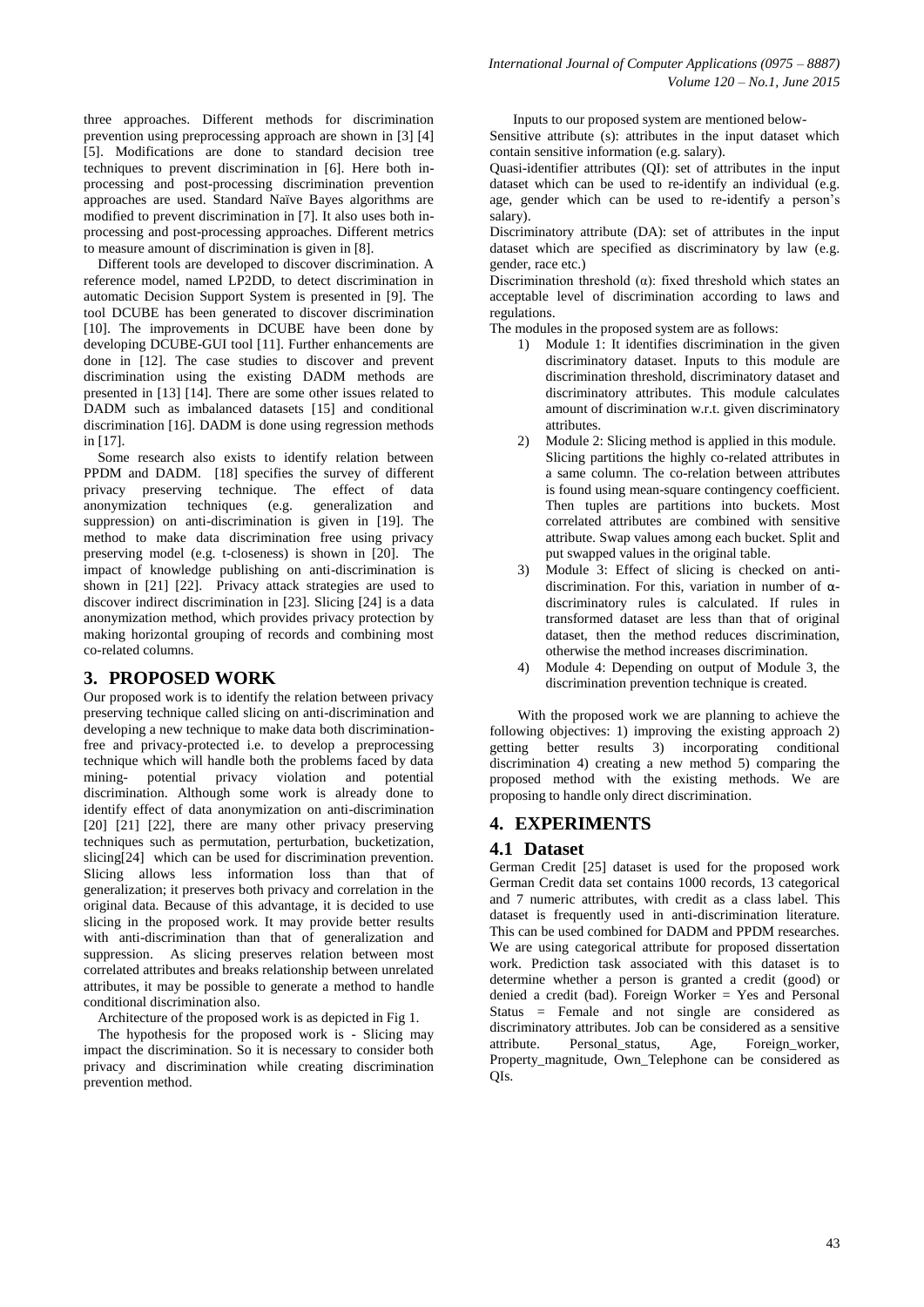three approaches. Different methods for discrimination prevention using preprocessing approach are shown in [3] [4] [5]. Modifications are done to standard decision tree techniques to prevent discrimination in [6]. Here both in-processing and post-processing discrimination prevention approaches are used. Standard Naïve Bayes algorithms are modified to prevent discrimination in [7]. It also uses both in-processing and post-processing approaches. Different metrics to measure amount of discrimination is given in [8].

Different tools are developed to discover discrimination. A reference model, named LP2DD, to detect discrimination in automatic Decision Support System is presented in [9]. The tool DCUBE has been generated to discover discrimination [10]. The improvements in DCUBE have been done by developing DCUBE-GUI tool [11]. Further enhancements are done in [12]. The case studies to discover and prevent discrimination using the existing DADM methods are presented in [13] [14]. There are some other issues related to DADM such as imbalanced datasets [15] and conditional discrimination [16]. DADM is done using regression methods in [17].

Some research also exists to identify relation between PPDM and DADM. [18] specifies the survey of different privacy preserving technique. The effect of data anonymization techniques (e.g. generalization and suppression) on anti-discrimination is given in [19]. The method to make data discrimination free using privacy preserving model (e.g. t-closeness) is shown in [20]. The impact of knowledge publishing on anti-discrimination is shown in [21] [22]. Privacy attack strategies are used to discover indirect discrimination in [23]. Slicing [24] is a data anonymization method, which provides privacy protection by making horizontal grouping of records and combining most co-related columns.

## 3. PROPOSED WORK

Our proposed work is to identify the relation between privacy preserving technique called slicing on anti-discrimination and developing a new technique to make data both discrimination-free and privacy-protected i.e. to develop a preprocessing technique which will handle both the problems faced by data mining- potential privacy violation and potential discrimination. Although some work is already done to identify effect of data anonymization on anti-discrimination [20] [21] [22], there are many other privacy preserving techniques such as permutation, perturbation, bucketization, slicing[24] which can be used for discrimination prevention. Slicing allows less information loss than that of generalization; it preserves both privacy and correlation in the original data. Because of this advantage, it is decided to use slicing in the proposed work. It may provide better results with anti-discrimination than that of generalization and suppression. As slicing preserves relation between most correlated attributes and breaks relationship between unrelated attributes, it may be possible to generate a method to handle conditional discrimination also.

Architecture of the proposed work is as depicted in Fig 1.

The hypothesis for the proposed work is - Slicing may impact the discrimination. So it is necessary to consider both privacy and discrimination while creating discrimination prevention method.

Inputs to our proposed system are mentioned below-

Sensitive attribute (s): attributes in the input dataset which contain sensitive information (e.g. salary).

Quasi-identifier attributes (QI): set of attributes in the input dataset which can be used to re-identify an individual (e.g. age, gender which can be used to re-identify a person's salary).

Discriminatory attribute (DA): set of attributes in the input dataset which are specified as discriminatory by law (e.g. gender, race etc.)

Discrimination threshold ($\alpha$): fixed threshold which states an acceptable level of discrimination according to laws and regulations.

The modules in the proposed system are as follows:

1) Module 1: It identifies discrimination in the given discriminatory dataset. Inputs to this module are discrimination threshold, discriminatory dataset and discriminatory attributes. This module calculates amount of discrimination w.r.t. given discriminatory attributes.
2) Module 2: Slicing method is applied in this module. Slicing partitions the highly co-related attributes in a same column. The co-relation between attributes is found using mean-square contingency coefficient. Then tuples are partitions into buckets. Most correlated attributes are combined with sensitive attribute. Swap values among each bucket. Split and put swapped values in the original table.
3) Module 3: Effect of slicing is checked on anti-discrimination. For this, variation in number of $\alpha$-discriminatory rules is calculated. If rules in transformed dataset are less than that of original dataset, then the method reduces discrimination, otherwise the method increases discrimination.
4) Module 4: Depending on output of Module 3, the discrimination prevention technique is created.

With the proposed work we are planning to achieve the following objectives: 1) improving the existing approach 2) getting better results 3) incorporating conditional discrimination 4) creating a new method 5) comparing the proposed method with the existing methods. We are proposing to handle only direct discrimination.

## 4. EXPERIMENTS

### 4.1 Dataset

German Credit [25] dataset is used for the proposed work German Credit data set contains 1000 records, 13 categorical and 7 numeric attributes, with credit as a class label. This dataset is frequently used in anti-discrimination literature. This can be used combined for DADM and PPDM researches. We are using categorical attribute for proposed dissertation work. Prediction task associated with this dataset is to determine whether a person is granted a credit (good) or denied a credit (bad). Foreign Worker = Yes and Personal Status = Female and not single are considered as discriminatory attributes. Job can be considered as a sensitive attribute. Personal_status, Age, Foreign_worker, Property_magnitude, Own_Telephone can be considered as QIs.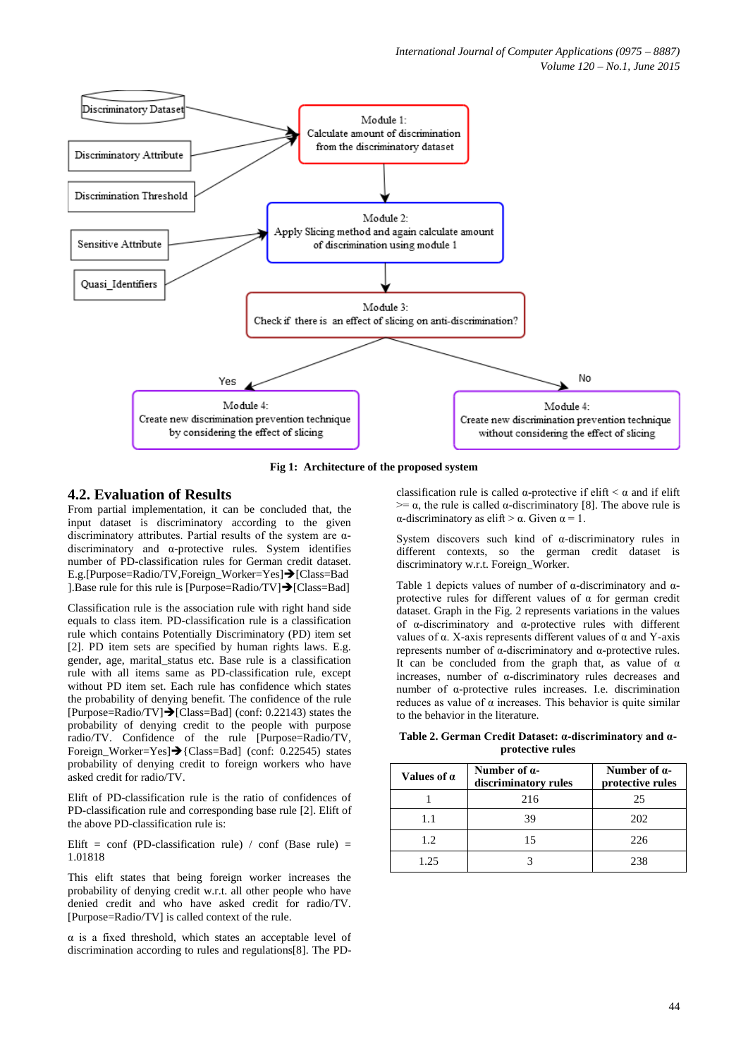Fig 1: Architecture of the proposed system

## 4.2. Evaluation of Results

From partial implementation, it can be concluded that, the input dataset is discriminatory according to the given discriminatory attributes. Partial results of the system are α-discriminatory and α-protective rules. System identifies number of PD-classification rules for German credit dataset. E.g.[Purpose=Radio/TV,Foreign_Worker=Yes]➔[Class=Bad].Base rule for this rule is [Purpose=Radio/TV]➔[Class=Bad]

Classification rule is the association rule with right hand side equals to class item. PD-classification rule is a classification rule which contains Potentially Discriminatory (PD) item set [2]. PD item sets are specified by human rights laws. E.g. gender, age, marital_status etc. Base rule is a classification rule with all items same as PD-classification rule, except without PD item set. Each rule has confidence which states the probability of denying benefit. The confidence of the rule [Purpose=Radio/TV]➔[Class=Bad] (conf: 0.22143) states the probability of denying credit to the people with purpose radio/TV. Confidence of the rule [Purpose=Radio/TV, Foreign_Worker=Yes]➔{Class=Bad] (conf: 0.22545) states probability of denying credit to foreign workers who have asked credit for radio/TV.

Elift of PD-classification rule is the ratio of confidences of PD-classification rule and corresponding base rule [2]. Elift of the above PD-classification rule is:

Elift = conf (PD-classification rule) / conf (Base rule) = 1.01818

This elift states that being foreign worker increases the probability of denying credit w.r.t. all other people who have denied credit and who have asked credit for radio/TV. [Purpose=Radio/TV] is called context of the rule.

α is a fixed threshold, which states an acceptable level of discrimination according to rules and regulations[8]. The PD-classification rule is called α-protective if elift < α and if elift >= α, the rule is called α-discriminatory [8]. The above rule is α-discriminatory as elift > α. Given α = 1.

System discovers such kind of α-discriminatory rules in different contexts, so the german credit dataset is discriminatory w.r.t. Foreign_Worker.

Table 1 depicts values of number of α-discriminatory and α-protective rules for different values of α for german credit dataset. Graph in the Fig. 2 represents variations in the values of α-discriminatory and α-protective rules with different values of α. X-axis represents different values of α and Y-axis represents number of α-discriminatory and α-protective rules. It can be concluded from the graph that, as value of α increases, number of α-discriminatory rules decreases and number of α-protective rules increases. I.e. discrimination reduces as value of α increases. This behavior is quite similar to the behavior in the literature.

**Table 2. German Credit Dataset: α-discriminatory and α-protective rules**

| Values of α | Number of α-discriminatory rules | Number of α-protective rules |
|---|---|---|
| 1 | 216 | 25 |
| 1.1 | 39 | 202 |
| 1.2 | 15 | 226 |
| 1.25 | 3 | 238 |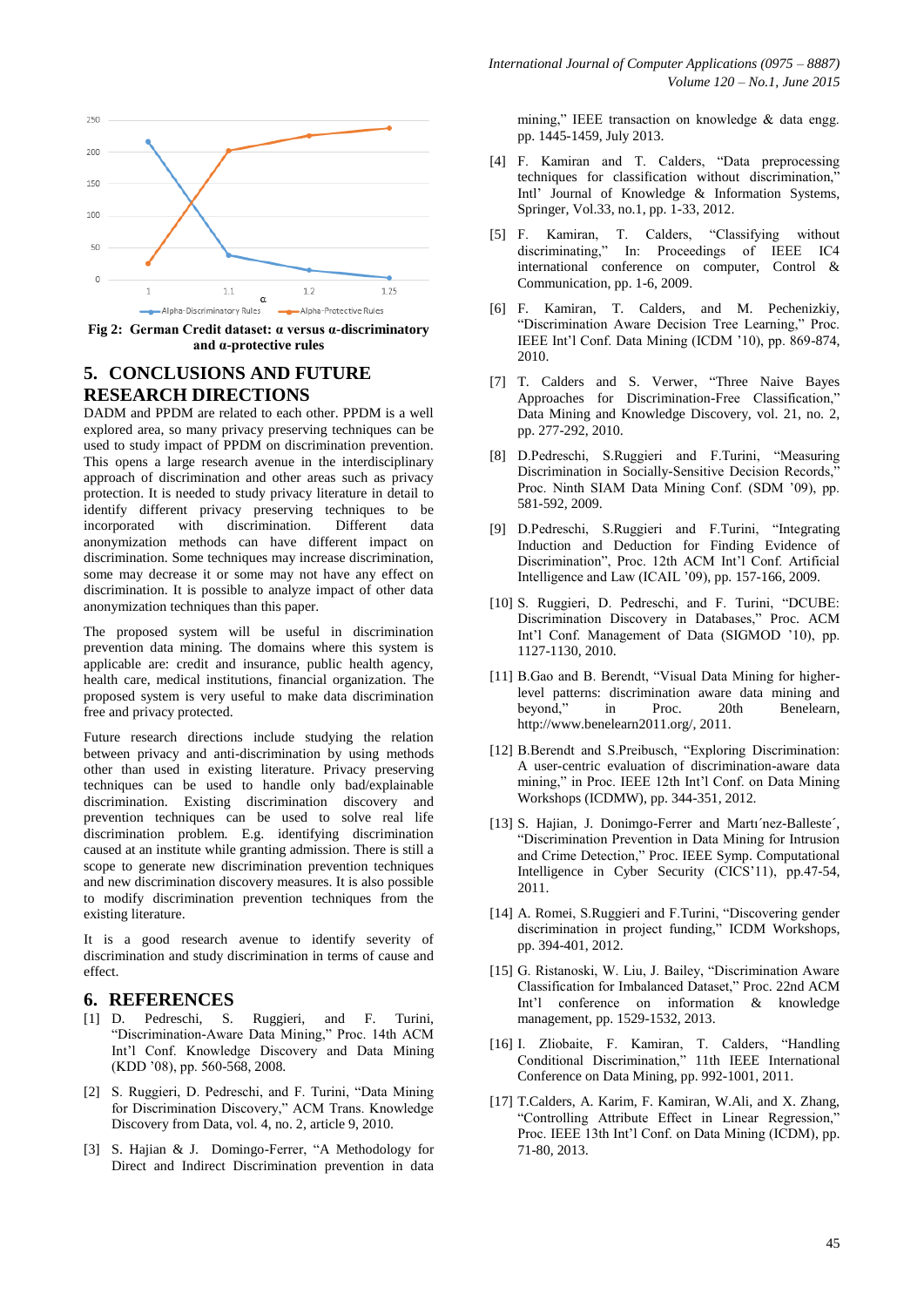Fig 2: German Credit dataset: α versus α-discriminatory and α-protective rules

## 5. CONCLUSIONS AND FUTURE RESEARCH DIRECTIONS

DADM and PPDM are related to each other. PPDM is a well explored area, so many privacy preserving techniques can be used to study impact of PPDM on discrimination prevention. This opens a large research avenue in the interdisciplinary approach of discrimination and other areas such as privacy protection. It is needed to study privacy literature in detail to identify different privacy preserving techniques to be incorporated with discrimination. Different data anonymization methods can have different impact on discrimination. Some techniques may increase discrimination, some may decrease it or some may not have any effect on discrimination. It is possible to analyze impact of other data anonymization techniques than this paper.

The proposed system will be useful in discrimination prevention data mining. The domains where this system is applicable are: credit and insurance, public health agency, health care, medical institutions, financial organization. The proposed system is very useful to make data discrimination free and privacy protected.

Future research directions include studying the relation between privacy and anti-discrimination by using methods other than used in existing literature. Privacy preserving techniques can be used to handle only bad/explainable discrimination. Existing discrimination discovery and prevention techniques can be used to solve real life discrimination problem. E.g. identifying discrimination caused at an institute while granting admission. There is still a scope to generate new discrimination prevention techniques and new discrimination discovery measures. It is also possible to modify discrimination prevention techniques from the existing literature.

It is a good research avenue to identify severity of discrimination and study discrimination in terms of cause and effect.

## 6. REFERENCES

[1] D. Pedreschi, S. Ruggieri, and F. Turini, "Discrimination-Aware Data Mining," Proc. 14th ACM Int'l Conf. Knowledge Discovery and Data Mining (KDD '08), pp. 560-568, 2008.

[2] S. Ruggieri, D. Pedreschi, and F. Turini, "Data Mining for Discrimination Discovery," ACM Trans. Knowledge Discovery from Data, vol. 4, no. 2, article 9, 2010.

[3] S. Hajian & J. Domingo-Ferrer, "A Methodology for Direct and Indirect Discrimination prevention in data mining," IEEE transaction on knowledge & data engg. pp. 1445-1459, July 2013.

[4] F. Kamiran and T. Calders, "Data preprocessing techniques for classification without discrimination," Intl' Journal of Knowledge & Information Systems, Springer, Vol.33, no.1, pp. 1-33, 2012.

[5] F. Kamiran, T. Calders, "Classifying without discriminating," In: Proceedings of IEEE IC4 international conference on computer, Control & Communication, pp. 1-6, 2009.

[6] F. Kamiran, T. Calders, and M. Pechenizkiy, "Discrimination Aware Decision Tree Learning," Proc. IEEE Int'l Conf. Data Mining (ICDM '10), pp. 869-874, 2010.

[7] T. Calders and S. Verwer, "Three Naive Bayes Approaches for Discrimination-Free Classification," Data Mining and Knowledge Discovery, vol. 21, no. 2, pp. 277-292, 2010.

[8] D.Pedreschi, S.Ruggieri and F.Turini, "Measuring Discrimination in Socially-Sensitive Decision Records," Proc. Ninth SIAM Data Mining Conf. (SDM '09), pp. 581-592, 2009.

[9] D.Pedreschi, S.Ruggieri and F.Turini, "Integrating Induction and Deduction for Finding Evidence of Discrimination", Proc. 12th ACM Int'l Conf. Artificial Intelligence and Law (ICAIL '09), pp. 157-166, 2009.

[10] S. Ruggieri, D. Pedreschi, and F. Turini, "DCUBE: Discrimination Discovery in Databases," Proc. ACM Int'l Conf. Management of Data (SIGMOD '10), pp. 1127-1130, 2010.

[11] B.Gao and B. Berendt, "Visual Data Mining for higher-level patterns: discrimination aware data mining and beyond," in Proc. 20th Benelearn, http://www.benelearn2011.org/, 2011.

[12] B.Berendt and S.Preibusch, "Exploring Discrimination: A user-centric evaluation of discrimination-aware data mining," in Proc. IEEE 12th Int'l Conf. on Data Mining Workshops (ICDMW), pp. 344-351, 2012.

[13] S. Hajian, J. Donimgo-Ferrer and Martı´nez-Balleste´, "Discrimination Prevention in Data Mining for Intrusion and Crime Detection," Proc. IEEE Symp. Computational Intelligence in Cyber Security (CICS'11), pp.47-54, 2011.

[14] A. Romei, S.Ruggieri and F.Turini, "Discovering gender discrimination in project funding," ICDM Workshops, pp. 394-401, 2012.

[15] G. Ristanoski, W. Liu, J. Bailey, "Discrimination Aware Classification for Imbalanced Dataset," Proc. 22nd ACM Int'l conference on information & knowledge management, pp. 1529-1532, 2013.

[16] I. Zliobaite, F. Kamiran, T. Calders, "Handling Conditional Discrimination," 11th IEEE International Conference on Data Mining, pp. 992-1001, 2011.

[17] T.Calders, A. Karim, F. Kamiran, W.Ali, and X. Zhang, "Controlling Attribute Effect in Linear Regression," Proc. IEEE 13th Int'l Conf. on Data Mining (ICDM), pp. 71-80, 2013.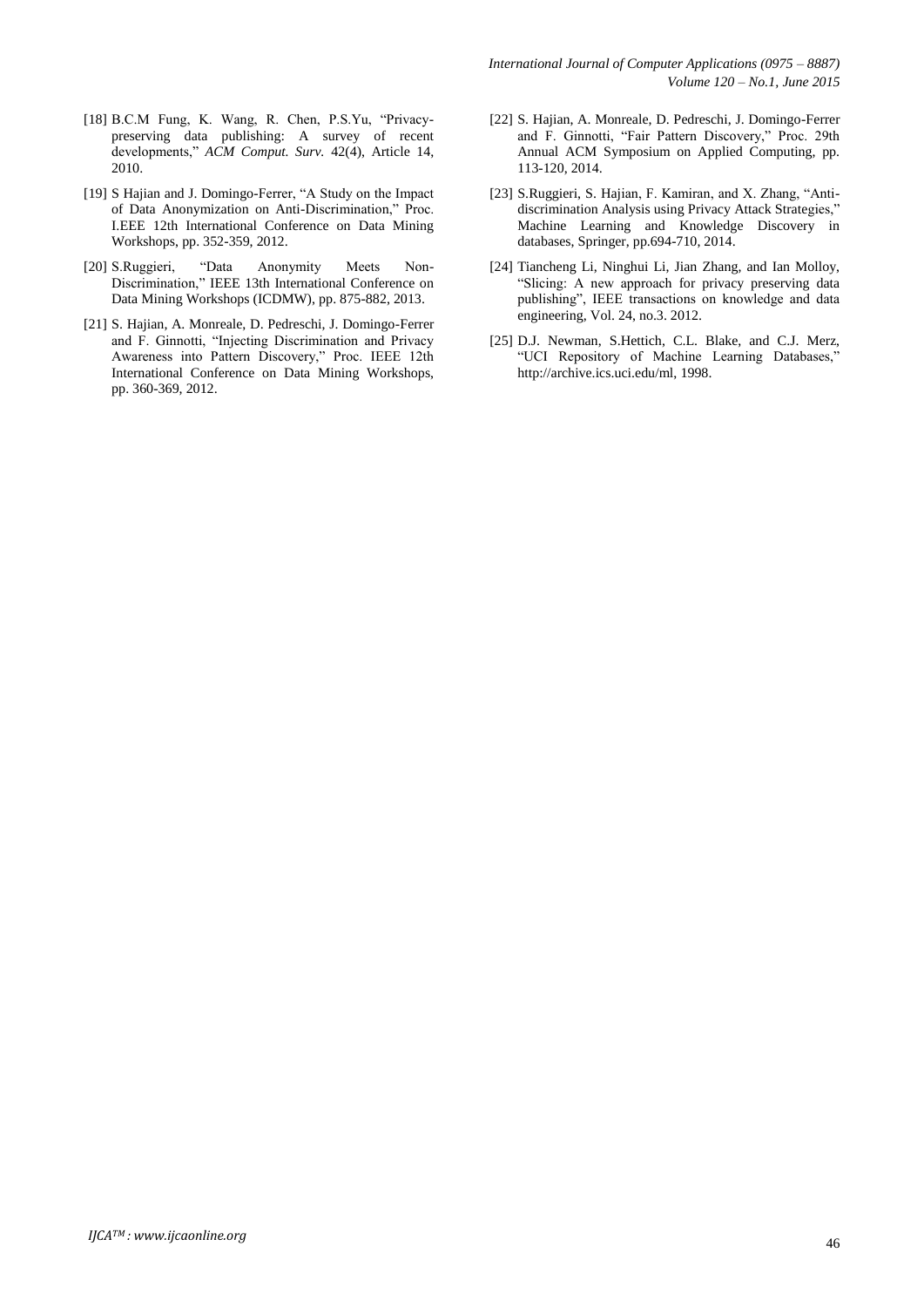[18] B.C.M Fung, K. Wang, R. Chen, P.S.Yu, "Privacy-preserving data publishing: A survey of recent developments," *ACM Comput. Surv.* 42(4), Article 14, 2010.

[19] S Hajian and J. Domingo-Ferrer, "A Study on the Impact of Data Anonymization on Anti-Discrimination," Proc. I.EEE 12th International Conference on Data Mining Workshops, pp. 352-359, 2012.

[20] S.Ruggieri, "Data Anonymity Meets Non-Discrimination," IEEE 13th International Conference on Data Mining Workshops (ICDMW), pp. 875-882, 2013.

[21] S. Hajian, A. Monreale, D. Pedreschi, J. Domingo-Ferrer and F. Ginnotti, "Injecting Discrimination and Privacy Awareness into Pattern Discovery," Proc. IEEE 12th International Conference on Data Mining Workshops, pp. 360-369, 2012.

[22] S. Hajian, A. Monreale, D. Pedreschi, J. Domingo-Ferrer and F. Ginnotti, "Fair Pattern Discovery," Proc. 29th Annual ACM Symposium on Applied Computing, pp. 113-120, 2014.

[23] S.Ruggieri, S. Hajian, F. Kamiran, and X. Zhang, "Anti-discrimination Analysis using Privacy Attack Strategies," Machine Learning and Knowledge Discovery in databases, Springer, pp.694-710, 2014.

[24] Tiancheng Li, Ninghui Li, Jian Zhang, and Ian Molloy, "Slicing: A new approach for privacy preserving data publishing", IEEE transactions on knowledge and data engineering, Vol. 24, no.3. 2012.

[25] D.J. Newman, S.Hettich, C.L. Blake, and C.J. Merz, "UCI Repository of Machine Learning Databases," http://archive.ics.uci.edu/ml, 1998.